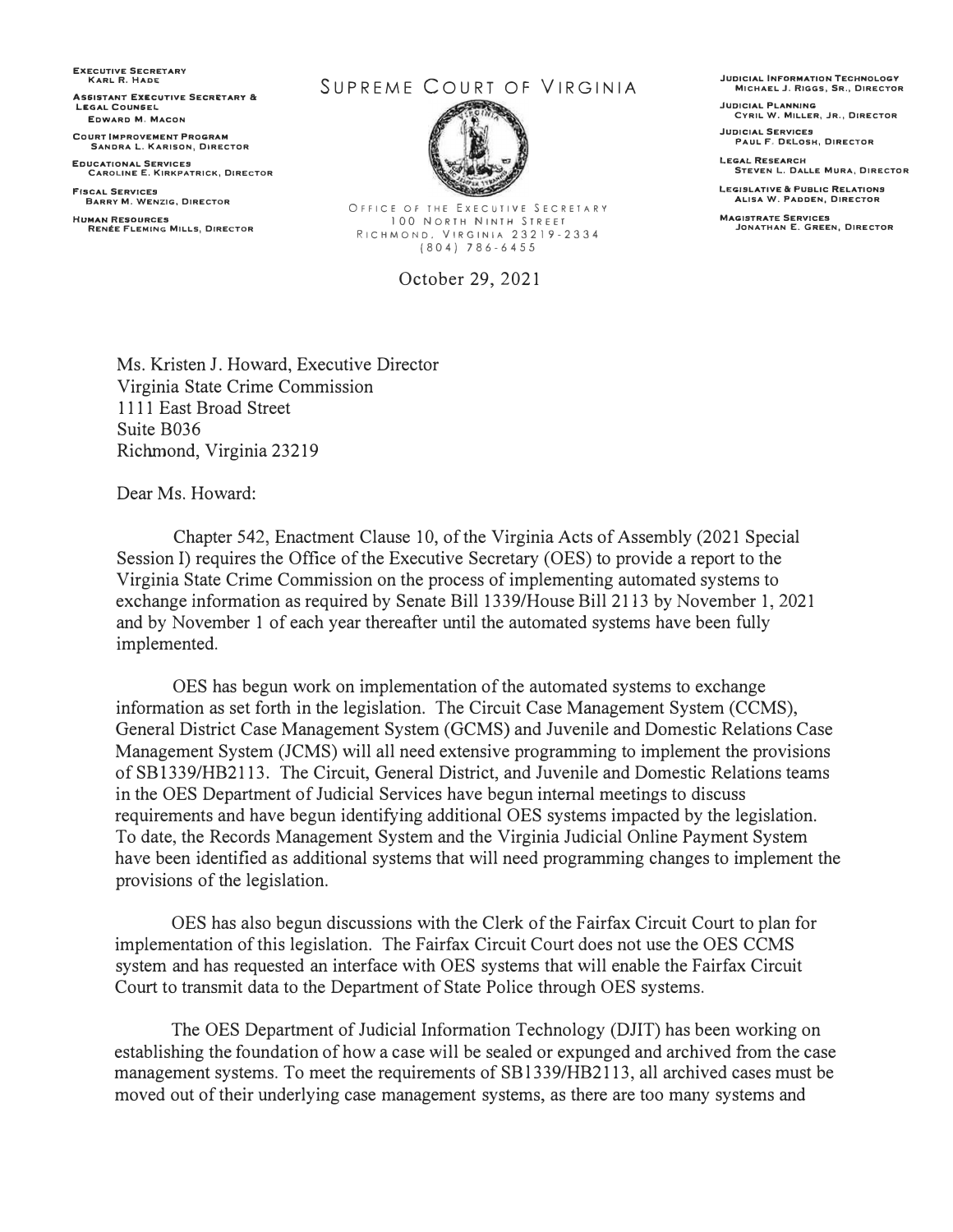**Executive Secretary**
Karl R. Hade

**Assistant Executive Secretary & Legal Counsel**
Edward M. Macon

**Court Improvement Program**
Sandra L. Karison, Director

**Educational Services**
Caroline E. Kirkpatrick, Director

**Fiscal Services**
Barry M. Wenzig, Director

**Human Resources**
Renée Fleming Mills, Director

# Supreme Court of Virginia

Office of the Executive Secretary
100 North Ninth Street
Richmond, Virginia 23219-2334
(804) 786-6455

**Judicial Information Technology**
Michael J. Riggs, Sr., Director

**Judicial Planning**
Cyril W. Miller, Jr., Director

**Judicial Services**
Paul F. DeLosh, Director

**Legal Research**
Steven L. Dalle Mura, Director

**Legislative & Public Relations**
Alisa W. Padden, Director

**Magistrate Services**
Jonathan E. Green, Director

October 29, 2021

Ms. Kristen J. Howard, Executive Director
Virginia State Crime Commission
1111 East Broad Street
Suite B036
Richmond, Virginia 23219

Dear Ms. Howard:

Chapter 542, Enactment Clause 10, of the Virginia Acts of Assembly (2021 Special Session I) requires the Office of the Executive Secretary (OES) to provide a report to the Virginia State Crime Commission on the process of implementing automated systems to exchange information as required by Senate Bill 1339/House Bill 2113 by November 1, 2021 and by November 1 of each year thereafter until the automated systems have been fully implemented.

OES has begun work on implementation of the automated systems to exchange information as set forth in the legislation. The Circuit Case Management System (CCMS), General District Case Management System (GCMS) and Juvenile and Domestic Relations Case Management System (JCMS) will all need extensive programming to implement the provisions of SB1339/HB2113. The Circuit, General District, and Juvenile and Domestic Relations teams in the OES Department of Judicial Services have begun internal meetings to discuss requirements and have begun identifying additional OES systems impacted by the legislation. To date, the Records Management System and the Virginia Judicial Online Payment System have been identified as additional systems that will need programming changes to implement the provisions of the legislation.

OES has also begun discussions with the Clerk of the Fairfax Circuit Court to plan for implementation of this legislation. The Fairfax Circuit Court does not use the OES CCMS system and has requested an interface with OES systems that will enable the Fairfax Circuit Court to transmit data to the Department of State Police through OES systems.

The OES Department of Judicial Information Technology (DJIT) has been working on establishing the foundation of how a case will be sealed or expunged and archived from the case management systems. To meet the requirements of SB1339/HB2113, all archived cases must be moved out of their underlying case management systems, as there are too many systems and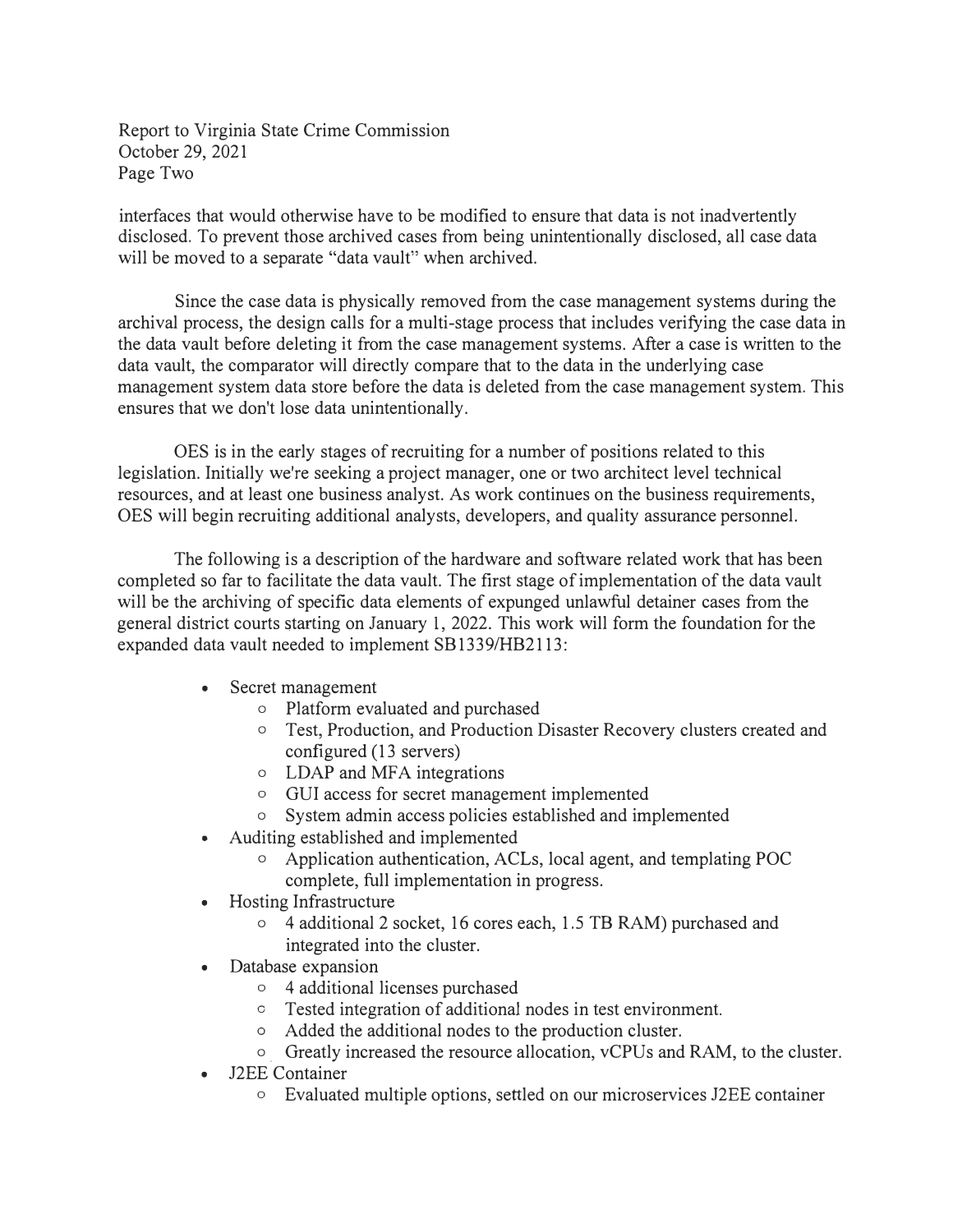interfaces that would otherwise have to be modified to ensure that data is not inadvertently disclosed. To prevent those archived cases from being unintentionally disclosed, all case data will be moved to a separate "data vault" when archived.

Since the case data is physically removed from the case management systems during the archival process, the design calls for a multi-stage process that includes verifying the case data in the data vault before deleting it from the case management systems. After a case is written to the data vault, the comparator will directly compare that to the data in the underlying case management system data store before the data is deleted from the case management system. This ensures that we don't lose data unintentionally.

OES is in the early stages of recruiting for a number of positions related to this legislation. Initially we're seeking a project manager, one or two architect level technical resources, and at least one business analyst. As work continues on the business requirements, OES will begin recruiting additional analysts, developers, and quality assurance personnel.

The following is a description of the hardware and software related work that has been completed so far to facilitate the data vault. The first stage of implementation of the data vault will be the archiving of specific data elements of expunged unlawful detainer cases from the general district courts starting on January 1, 2022. This work will form the foundation for the expanded data vault needed to implement SB1339/HB2113:

- Secret management
  - Platform evaluated and purchased
  - Test, Production, and Production Disaster Recovery clusters created and configured (13 servers)
  - LDAP and MFA integrations
  - GUI access for secret management implemented
  - System admin access policies established and implemented
- Auditing established and implemented
  - Application authentication, ACLs, local agent, and templating POC complete, full implementation in progress.
- Hosting Infrastructure
  - 4 additional 2 socket, 16 cores each, 1.5 TB RAM) purchased and integrated into the cluster.
- Database expansion
  - 4 additional licenses purchased
  - Tested integration of additional nodes in test environment.
  - Added the additional nodes to the production cluster.
  - Greatly increased the resource allocation, vCPUs and RAM, to the cluster.
- J2EE Container
  - Evaluated multiple options, settled on our microservices J2EE container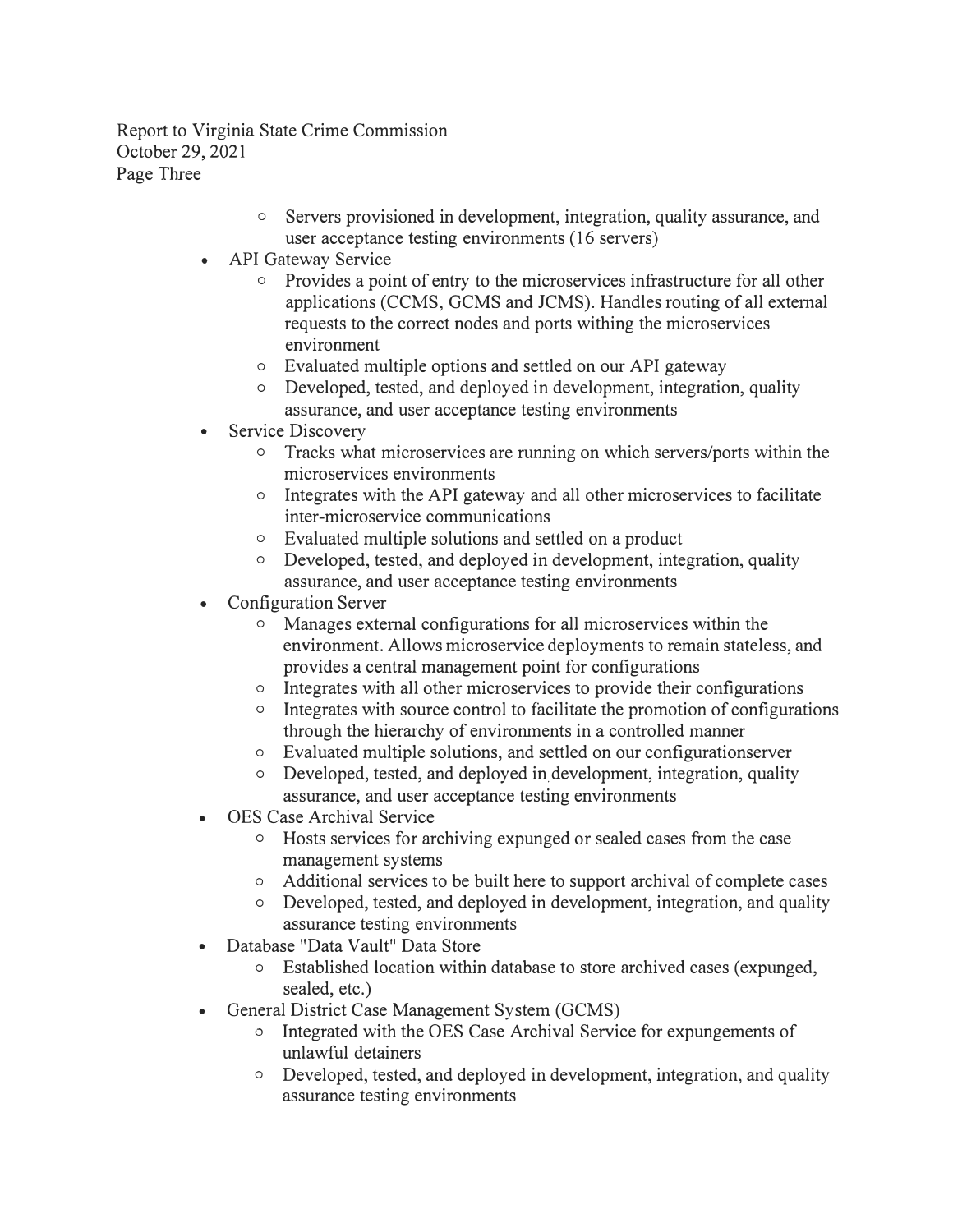- Servers provisioned in development, integration, quality assurance, and user acceptance testing environments (16 servers)
- API Gateway Service
  - Provides a point of entry to the microservices infrastructure for all other applications (CCMS, GCMS and JCMS). Handles routing of all external requests to the correct nodes and ports withing the microservices environment
  - Evaluated multiple options and settled on our API gateway
  - Developed, tested, and deployed in development, integration, quality assurance, and user acceptance testing environments
- Service Discovery
  - Tracks what microservices are running on which servers/ports within the microservices environments
  - Integrates with the API gateway and all other microservices to facilitate inter-microservice communications
  - Evaluated multiple solutions and settled on a product
  - Developed, tested, and deployed in development, integration, quality assurance, and user acceptance testing environments
- Configuration Server
  - Manages external configurations for all microservices within the environment. Allows microservice deployments to remain stateless, and provides a central management point for configurations
  - Integrates with all other microservices to provide their configurations
  - Integrates with source control to facilitate the promotion of configurations through the hierarchy of environments in a controlled manner
  - Evaluated multiple solutions, and settled on our configurationserver
  - Developed, tested, and deployed in development, integration, quality assurance, and user acceptance testing environments
- OES Case Archival Service
  - Hosts services for archiving expunged or sealed cases from the case management systems
  - Additional services to be built here to support archival of complete cases
  - Developed, tested, and deployed in development, integration, and quality assurance testing environments
- Database "Data Vault" Data Store
  - Established location within database to store archived cases (expunged, sealed, etc.)
- General District Case Management System (GCMS)
  - Integrated with the OES Case Archival Service for expungements of unlawful detainers
  - Developed, tested, and deployed in development, integration, and quality assurance testing environments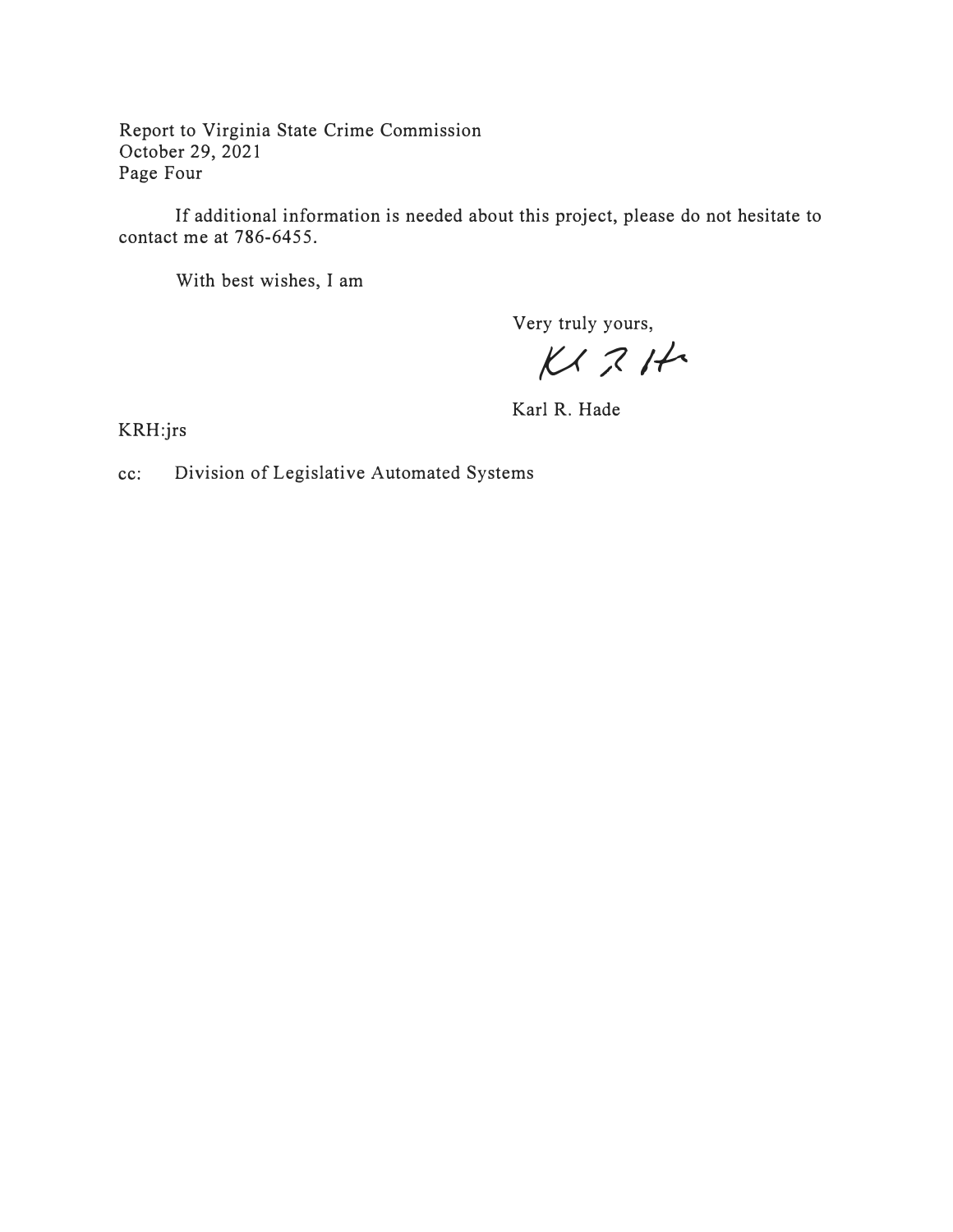Report to Virginia State Crime Commission
October 29, 2021
Page Four

If additional information is needed about this project, please do not hesitate to contact me at 786-6455.

With best wishes, I am

Very truly yours,

Karl R. Hade

KRH:jrs

cc: Division of Legislative Automated Systems